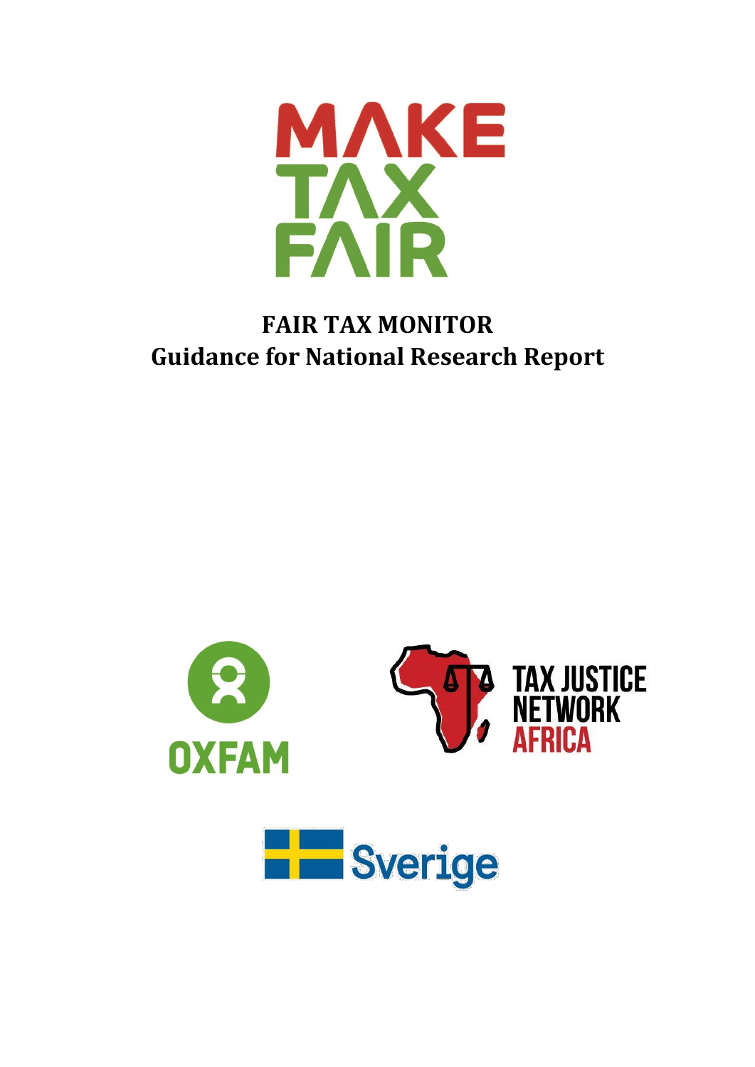MAKE TAX FAIR

# FAIR TAX MONITOR
## Guidance for National Research Report

OXFAM

TAX JUSTICE NETWORK AFRICA

Sverige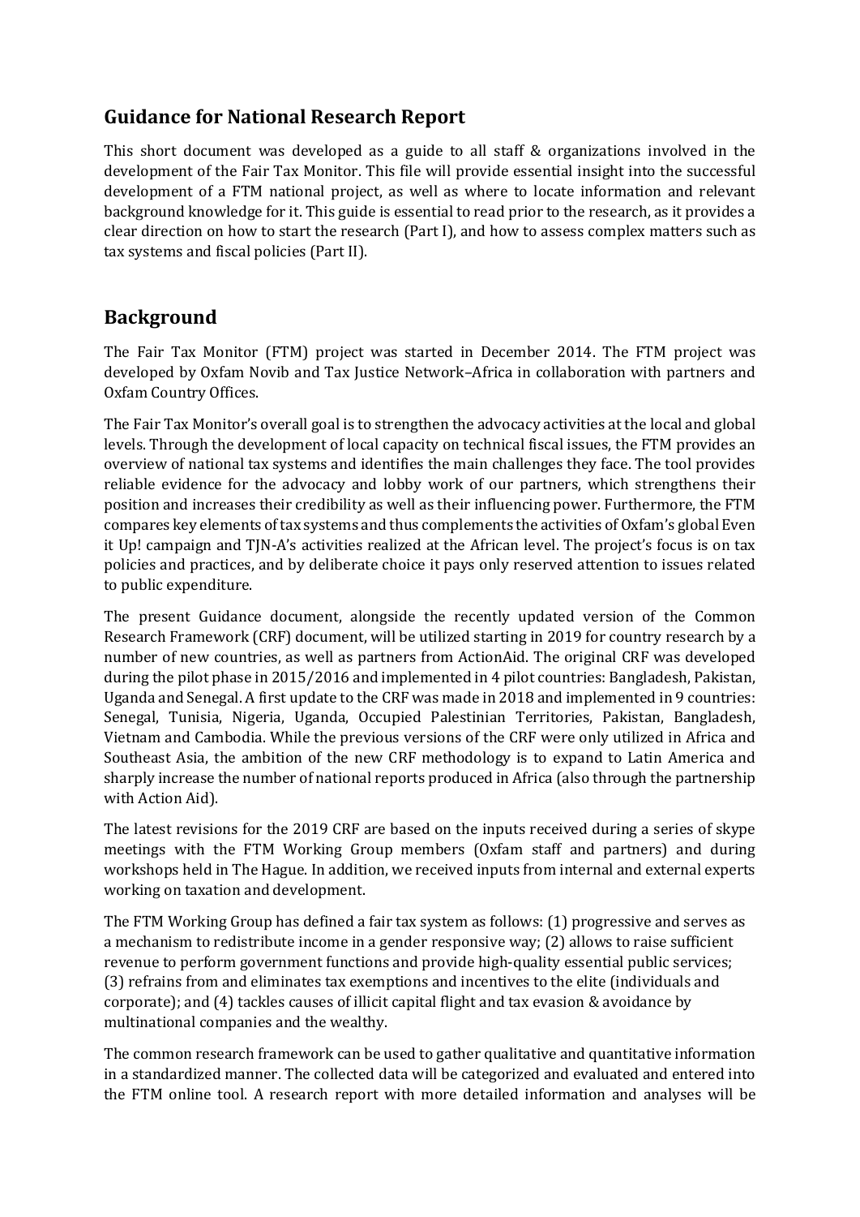## Guidance for National Research Report

This short document was developed as a guide to all staff & organizations involved in the development of the Fair Tax Monitor. This file will provide essential insight into the successful development of a FTM national project, as well as where to locate information and relevant background knowledge for it. This guide is essential to read prior to the research, as it provides a clear direction on how to start the research (Part I), and how to assess complex matters such as tax systems and fiscal policies (Part II).

## Background

The Fair Tax Monitor (FTM) project was started in December 2014. The FTM project was developed by Oxfam Novib and Tax Justice Network–Africa in collaboration with partners and Oxfam Country Offices.

The Fair Tax Monitor's overall goal is to strengthen the advocacy activities at the local and global levels. Through the development of local capacity on technical fiscal issues, the FTM provides an overview of national tax systems and identifies the main challenges they face. The tool provides reliable evidence for the advocacy and lobby work of our partners, which strengthens their position and increases their credibility as well as their influencing power. Furthermore, the FTM compares key elements of tax systems and thus complements the activities of Oxfam's global Even it Up! campaign and TJN-A's activities realized at the African level. The project's focus is on tax policies and practices, and by deliberate choice it pays only reserved attention to issues related to public expenditure.

The present Guidance document, alongside the recently updated version of the Common Research Framework (CRF) document, will be utilized starting in 2019 for country research by a number of new countries, as well as partners from ActionAid. The original CRF was developed during the pilot phase in 2015/2016 and implemented in 4 pilot countries: Bangladesh, Pakistan, Uganda and Senegal. A first update to the CRF was made in 2018 and implemented in 9 countries: Senegal, Tunisia, Nigeria, Uganda, Occupied Palestinian Territories, Pakistan, Bangladesh, Vietnam and Cambodia. While the previous versions of the CRF were only utilized in Africa and Southeast Asia, the ambition of the new CRF methodology is to expand to Latin America and sharply increase the number of national reports produced in Africa (also through the partnership with Action Aid).

The latest revisions for the 2019 CRF are based on the inputs received during a series of skype meetings with the FTM Working Group members (Oxfam staff and partners) and during workshops held in The Hague. In addition, we received inputs from internal and external experts working on taxation and development.

The FTM Working Group has defined a fair tax system as follows: (1) progressive and serves as a mechanism to redistribute income in a gender responsive way; (2) allows to raise sufficient revenue to perform government functions and provide high-quality essential public services; (3) refrains from and eliminates tax exemptions and incentives to the elite (individuals and corporate); and (4) tackles causes of illicit capital flight and tax evasion & avoidance by multinational companies and the wealthy.

The common research framework can be used to gather qualitative and quantitative information in a standardized manner. The collected data will be categorized and evaluated and entered into the FTM online tool. A research report with more detailed information and analyses will be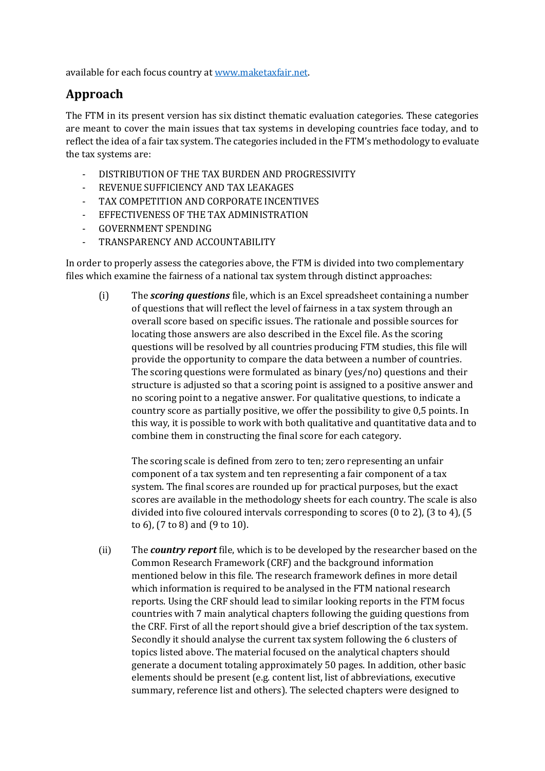available for each focus country at [www.maketaxfair.net](www.maketaxfair.net).

## Approach

The FTM in its present version has six distinct thematic evaluation categories. These categories are meant to cover the main issues that tax systems in developing countries face today, and to reflect the idea of a fair tax system. The categories included in the FTM's methodology to evaluate the tax systems are:

- DISTRIBUTION OF THE TAX BURDEN AND PROGRESSIVITY
- REVENUE SUFFICIENCY AND TAX LEAKAGES
- TAX COMPETITION AND CORPORATE INCENTIVES
- EFFECTIVENESS OF THE TAX ADMINISTRATION
- GOVERNMENT SPENDING
- TRANSPARENCY AND ACCOUNTABILITY

In order to properly assess the categories above, the FTM is divided into two complementary files which examine the fairness of a national tax system through distinct approaches:

(i) The ***scoring questions*** file, which is an Excel spreadsheet containing a number of questions that will reflect the level of fairness in a tax system through an overall score based on specific issues. The rationale and possible sources for locating those answers are also described in the Excel file. As the scoring questions will be resolved by all countries producing FTM studies, this file will provide the opportunity to compare the data between a number of countries. The scoring questions were formulated as binary (yes/no) questions and their structure is adjusted so that a scoring point is assigned to a positive answer and no scoring point to a negative answer. For qualitative questions, to indicate a country score as partially positive, we offer the possibility to give 0,5 points. In this way, it is possible to work with both qualitative and quantitative data and to combine them in constructing the final score for each category.

    The scoring scale is defined from zero to ten; zero representing an unfair component of a tax system and ten representing a fair component of a tax system. The final scores are rounded up for practical purposes, but the exact scores are available in the methodology sheets for each country. The scale is also divided into five coloured intervals corresponding to scores (0 to 2), (3 to 4), (5 to 6), (7 to 8) and (9 to 10).

(ii) The ***country report*** file, which is to be developed by the researcher based on the Common Research Framework (CRF) and the background information mentioned below in this file. The research framework defines in more detail which information is required to be analysed in the FTM national research reports. Using the CRF should lead to similar looking reports in the FTM focus countries with 7 main analytical chapters following the guiding questions from the CRF. First of all the report should give a brief description of the tax system. Secondly it should analyse the current tax system following the 6 clusters of topics listed above. The material focused on the analytical chapters should generate a document totaling approximately 50 pages. In addition, other basic elements should be present (e.g. content list, list of abbreviations, executive summary, reference list and others). The selected chapters were designed to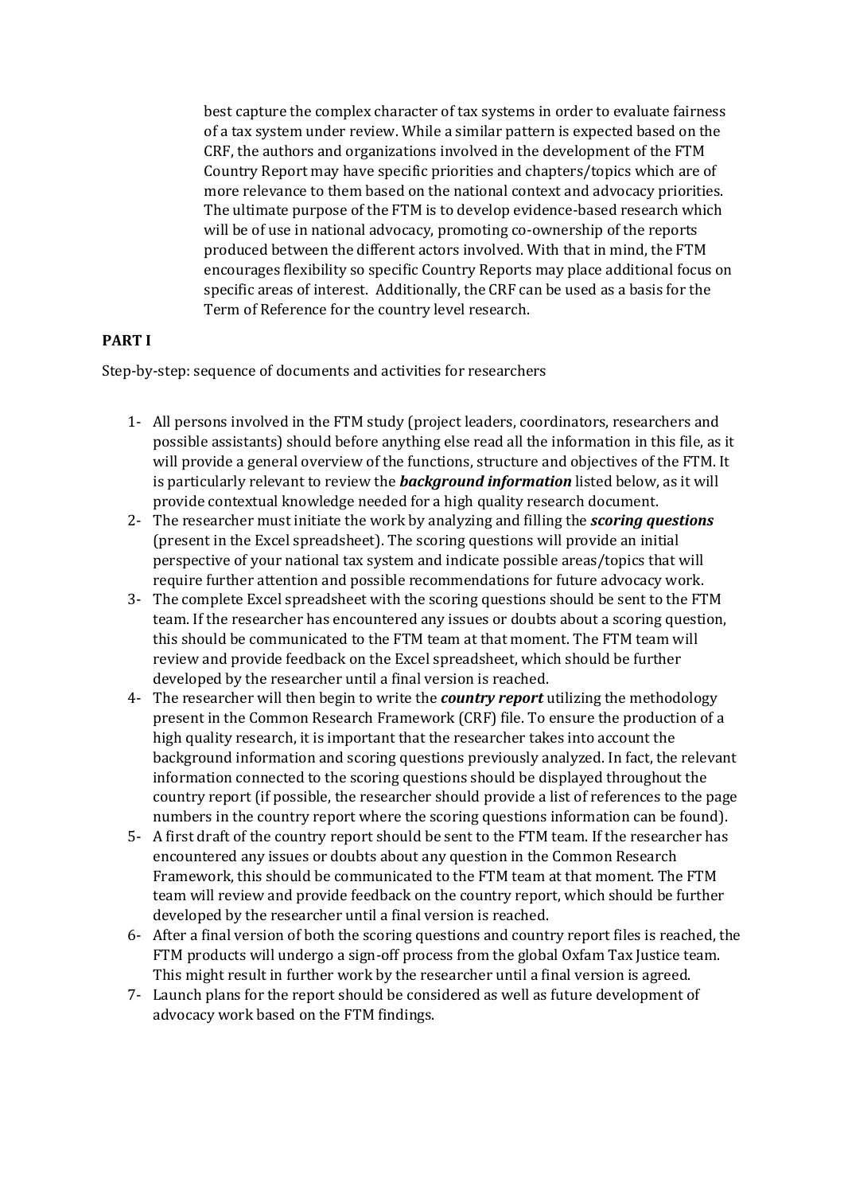best capture the complex character of tax systems in order to evaluate fairness of a tax system under review. While a similar pattern is expected based on the CRF, the authors and organizations involved in the development of the FTM Country Report may have specific priorities and chapters/topics which are of more relevance to them based on the national context and advocacy priorities. The ultimate purpose of the FTM is to develop evidence-based research which will be of use in national advocacy, promoting co-ownership of the reports produced between the different actors involved. With that in mind, the FTM encourages flexibility so specific Country Reports may place additional focus on specific areas of interest. Additionally, the CRF can be used as a basis for the Term of Reference for the country level research.

**PART I**

Step-by-step: sequence of documents and activities for researchers

1- All persons involved in the FTM study (project leaders, coordinators, researchers and possible assistants) should before anything else read all the information in this file, as it will provide a general overview of the functions, structure and objectives of the FTM. It is particularly relevant to review the ***background information*** listed below, as it will provide contextual knowledge needed for a high quality research document.

2- The researcher must initiate the work by analyzing and filling the ***scoring questions*** (present in the Excel spreadsheet). The scoring questions will provide an initial perspective of your national tax system and indicate possible areas/topics that will require further attention and possible recommendations for future advocacy work.

3- The complete Excel spreadsheet with the scoring questions should be sent to the FTM team. If the researcher has encountered any issues or doubts about a scoring question, this should be communicated to the FTM team at that moment. The FTM team will review and provide feedback on the Excel spreadsheet, which should be further developed by the researcher until a final version is reached.

4- The researcher will then begin to write the ***country report*** utilizing the methodology present in the Common Research Framework (CRF) file. To ensure the production of a high quality research, it is important that the researcher takes into account the background information and scoring questions previously analyzed. In fact, the relevant information connected to the scoring questions should be displayed throughout the country report (if possible, the researcher should provide a list of references to the page numbers in the country report where the scoring questions information can be found).

5- A first draft of the country report should be sent to the FTM team. If the researcher has encountered any issues or doubts about any question in the Common Research Framework, this should be communicated to the FTM team at that moment. The FTM team will review and provide feedback on the country report, which should be further developed by the researcher until a final version is reached.

6- After a final version of both the scoring questions and country report files is reached, the FTM products will undergo a sign-off process from the global Oxfam Tax Justice team. This might result in further work by the researcher until a final version is agreed.

7- Launch plans for the report should be considered as well as future development of advocacy work based on the FTM findings.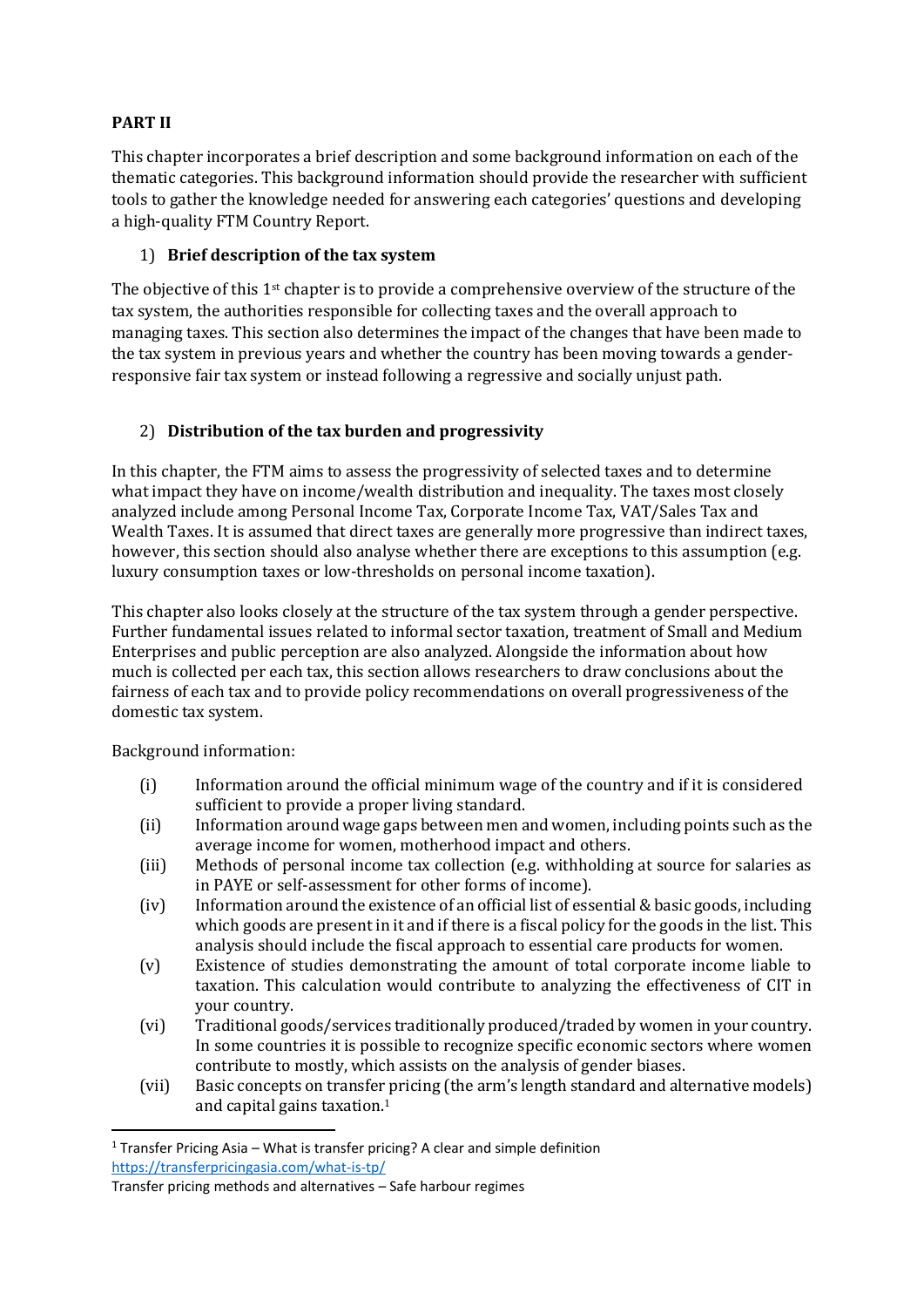**PART II**

This chapter incorporates a brief description and some background information on each of the thematic categories. This background information should provide the researcher with sufficient tools to gather the knowledge needed for answering each categories' questions and developing a high-quality FTM Country Report.

1) **Brief description of the tax system**

The objective of this 1st chapter is to provide a comprehensive overview of the structure of the tax system, the authorities responsible for collecting taxes and the overall approach to managing taxes. This section also determines the impact of the changes that have been made to the tax system in previous years and whether the country has been moving towards a gender-responsive fair tax system or instead following a regressive and socially unjust path.

2) **Distribution of the tax burden and progressivity**

In this chapter, the FTM aims to assess the progressivity of selected taxes and to determine what impact they have on income/wealth distribution and inequality. The taxes most closely analyzed include among Personal Income Tax, Corporate Income Tax, VAT/Sales Tax and Wealth Taxes. It is assumed that direct taxes are generally more progressive than indirect taxes, however, this section should also analyse whether there are exceptions to this assumption (e.g. luxury consumption taxes or low-thresholds on personal income taxation).

This chapter also looks closely at the structure of the tax system through a gender perspective. Further fundamental issues related to informal sector taxation, treatment of Small and Medium Enterprises and public perception are also analyzed. Alongside the information about how much is collected per each tax, this section allows researchers to draw conclusions about the fairness of each tax and to provide policy recommendations on overall progressiveness of the domestic tax system.

Background information:

(i) Information around the official minimum wage of the country and if it is considered sufficient to provide a proper living standard.

(ii) Information around wage gaps between men and women, including points such as the average income for women, motherhood impact and others.

(iii) Methods of personal income tax collection (e.g. withholding at source for salaries as in PAYE or self-assessment for other forms of income).

(iv) Information around the existence of an official list of essential & basic goods, including which goods are present in it and if there is a fiscal policy for the goods in the list. This analysis should include the fiscal approach to essential care products for women.

(v) Existence of studies demonstrating the amount of total corporate income liable to taxation. This calculation would contribute to analyzing the effectiveness of CIT in your country.

(vi) Traditional goods/services traditionally produced/traded by women in your country. In some countries it is possible to recognize specific economic sectors where women contribute to mostly, which assists on the analysis of gender biases.

(vii) Basic concepts on transfer pricing (the arm's length standard and alternative models) and capital gains taxation.[1]

---

[1] Transfer Pricing Asia – What is transfer pricing? A clear and simple definition https://transferpricingasia.com/what-is-tp/

Transfer pricing methods and alternatives – Safe harbour regimes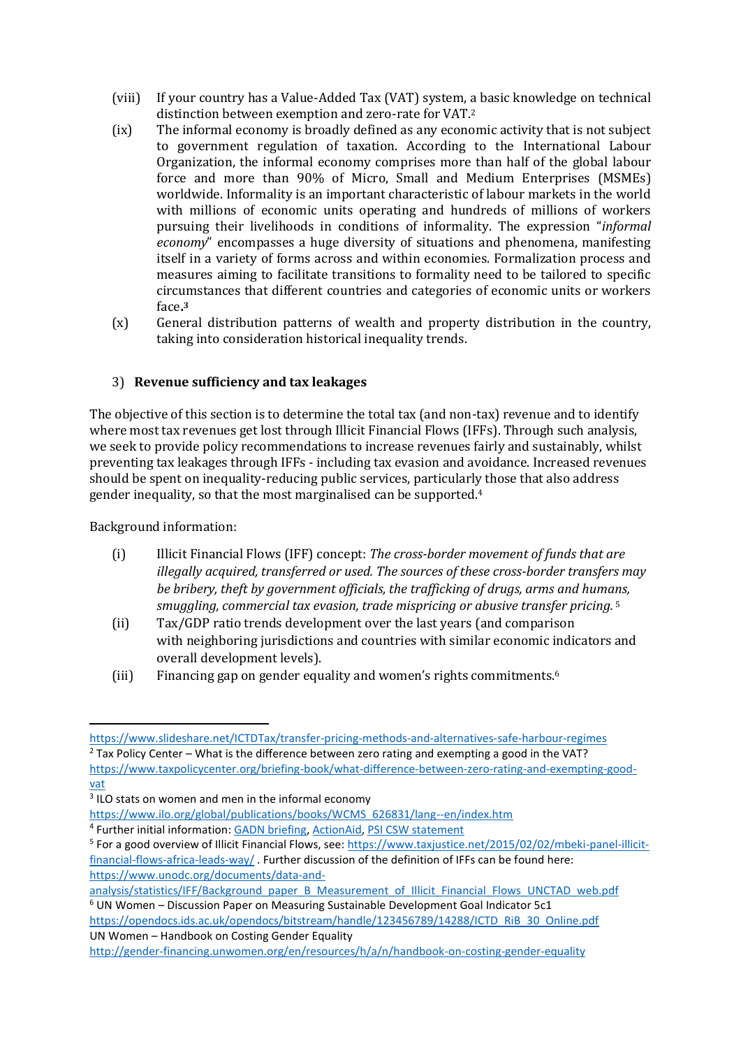(viii) If your country has a Value-Added Tax (VAT) system, a basic knowledge on technical distinction between exemption and zero-rate for VAT.[2]

(ix) The informal economy is broadly defined as any economic activity that is not subject to government regulation of taxation. According to the International Labour Organization, the informal economy comprises more than half of the global labour force and more than 90% of Micro, Small and Medium Enterprises (MSMEs) worldwide. Informality is an important characteristic of labour markets in the world with millions of economic units operating and hundreds of millions of workers pursuing their livelihoods in conditions of informality. The expression "*informal economy*" encompasses a huge diversity of situations and phenomena, manifesting itself in a variety of forms across and within economies. Formalization process and measures aiming to facilitate transitions to formality need to be tailored to specific circumstances that different countries and categories of economic units or workers face.[3]

(x) General distribution patterns of wealth and property distribution in the country, taking into consideration historical inequality trends.

3) **Revenue sufficiency and tax leakages**

The objective of this section is to determine the total tax (and non-tax) revenue and to identify where most tax revenues get lost through Illicit Financial Flows (IFFs). Through such analysis, we seek to provide policy recommendations to increase revenues fairly and sustainably, whilst preventing tax leakages through IFFs - including tax evasion and avoidance. Increased revenues should be spent on inequality-reducing public services, particularly those that also address gender inequality, so that the most marginalised can be supported.[4]

Background information:

(i) Illicit Financial Flows (IFF) concept: *The cross-border movement of funds that are illegally acquired, transferred or used. The sources of these cross-border transfers may be bribery, theft by government officials, the trafficking of drugs, arms and humans, smuggling, commercial tax evasion, trade mispricing or abusive transfer pricing.* [5]

(ii) Tax/GDP ratio trends development over the last years (and comparison with neighboring jurisdictions and countries with similar economic indicators and overall development levels).

(iii) Financing gap on gender equality and women's rights commitments.[6]

---

https://www.slideshare.net/ICTDTax/transfer-pricing-methods-and-alternatives-safe-harbour-regimes

[2] Tax Policy Center – What is the difference between zero rating and exempting a good in the VAT? https://www.taxpolicycenter.org/briefing-book/what-difference-between-zero-rating-and-exempting-good-vat

[3] ILO stats on women and men in the informal economy https://www.ilo.org/global/publications/books/WCMS_626831/lang--en/index.htm

[4] Further initial information: GADN briefing, ActionAid, PSI CSW statement

[5] For a good overview of Illicit Financial Flows, see: https://www.taxjustice.net/2015/02/02/mbeki-panel-illicit-financial-flows-africa-leads-way/ . Further discussion of the definition of IFFs can be found here: https://www.unodc.org/documents/data-and-analysis/statistics/IFF/Background_paper_B_Measurement_of_Illicit_Financial_Flows_UNCTAD_web.pdf

[6] UN Women – Discussion Paper on Measuring Sustainable Development Goal Indicator 5c1 https://opendocs.ids.ac.uk/opendocs/bitstream/handle/123456789/14288/ICTD_RiB_30_Online.pdf
UN Women – Handbook on Costing Gender Equality http://gender-financing.unwomen.org/en/resources/h/a/n/handbook-on-costing-gender-equality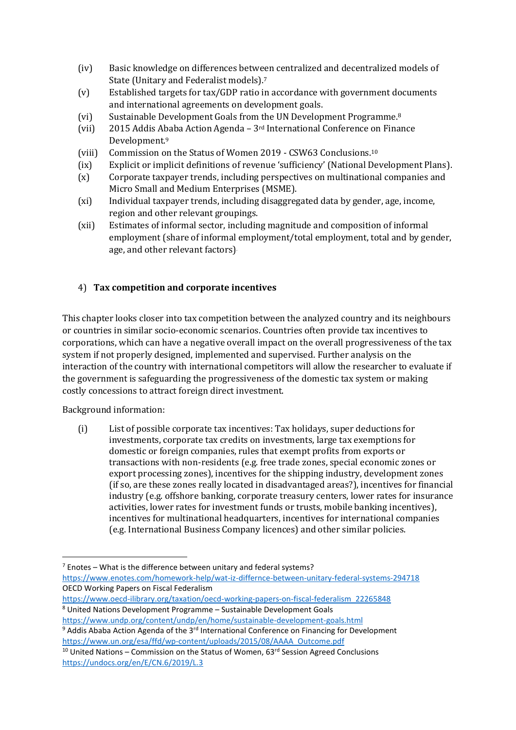(iv) Basic knowledge on differences between centralized and decentralized models of State (Unitary and Federalist models).[7]

(v) Established targets for tax/GDP ratio in accordance with government documents and international agreements on development goals.

(vi) Sustainable Development Goals from the UN Development Programme.[8]

(vii) 2015 Addis Ababa Action Agenda – 3rd International Conference on Finance Development.[9]

(viii) Commission on the Status of Women 2019 - CSW63 Conclusions.[10]

(ix) Explicit or implicit definitions of revenue 'sufficiency' (National Development Plans).

(x) Corporate taxpayer trends, including perspectives on multinational companies and Micro Small and Medium Enterprises (MSME).

(xi) Individual taxpayer trends, including disaggregated data by gender, age, income, region and other relevant groupings.

(xii) Estimates of informal sector, including magnitude and composition of informal employment (share of informal employment/total employment, total and by gender, age, and other relevant factors).

## 4) **Tax competition and corporate incentives**

This chapter looks closer into tax competition between the analyzed country and its neighbours or countries in similar socio-economic scenarios. Countries often provide tax incentives to corporations, which can have a negative overall impact on the overall progressiveness of the tax system if not properly designed, implemented and supervised. Further analysis on the interaction of the country with international competitors will allow the researcher to evaluate if the government is safeguarding the progressiveness of the domestic tax system or making costly concessions to attract foreign direct investment.

Background information:

(i) List of possible corporate tax incentives: Tax holidays, super deductions for investments, corporate tax credits on investments, large tax exemptions for domestic or foreign companies, rules that exempt profits from exports or transactions with non-residents (e.g. free trade zones, special economic zones or export processing zones), incentives for the shipping industry, development zones (if so, are these zones really located in disadvantaged areas?), incentives for financial industry (e.g. offshore banking, corporate treasury centers, lower rates for insurance activities, lower rates for investment funds or trusts, mobile banking incentives), incentives for multinational headquarters, incentives for international companies (e.g. International Business Company licences) and other similar policies.

---

[7] Enotes – What is the difference between unitary and federal systems? https://www.enotes.com/homework-help/wat-iz-differnce-between-unitary-federal-systems-294718
OECD Working Papers on Fiscal Federalism https://www.oecd-ilibrary.org/taxation/oecd-working-papers-on-fiscal-federalism_22265848

[8] United Nations Development Programme – Sustainable Development Goals https://www.undp.org/content/undp/en/home/sustainable-development-goals.html

[9] Addis Ababa Action Agenda of the 3rd International Conference on Financing for Development https://www.un.org/esa/ffd/wp-content/uploads/2015/08/AAAA_Outcome.pdf

[10] United Nations – Commission on the Status of Women, 63rd Session Agreed Conclusions https://undocs.org/en/E/CN.6/2019/L.3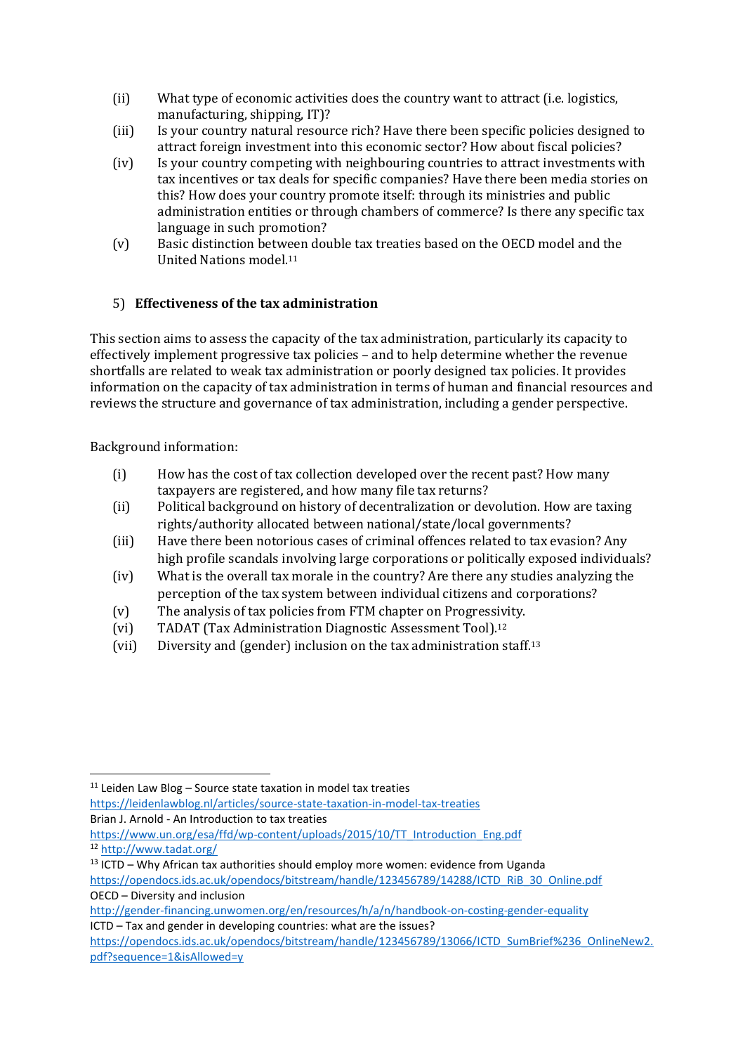(ii) What type of economic activities does the country want to attract (i.e. logistics, manufacturing, shipping, IT)?

(iii) Is your country natural resource rich? Have there been specific policies designed to attract foreign investment into this economic sector? How about fiscal policies?

(iv) Is your country competing with neighbouring countries to attract investments with tax incentives or tax deals for specific companies? Have there been media stories on this? How does your country promote itself: through its ministries and public administration entities or through chambers of commerce? Is there any specific tax language in such promotion?

(v) Basic distinction between double tax treaties based on the OECD model and the United Nations model.[11]

## 5) **Effectiveness of the tax administration**

This section aims to assess the capacity of the tax administration, particularly its capacity to effectively implement progressive tax policies – and to help determine whether the revenue shortfalls are related to weak tax administration or poorly designed tax policies. It provides information on the capacity of tax administration in terms of human and financial resources and reviews the structure and governance of tax administration, including a gender perspective.

Background information:

(i) How has the cost of tax collection developed over the recent past? How many taxpayers are registered, and how many file tax returns?

(ii) Political background on history of decentralization or devolution. How are taxing rights/authority allocated between national/state/local governments?

(iii) Have there been notorious cases of criminal offences related to tax evasion? Any high profile scandals involving large corporations or politically exposed individuals?

(iv) What is the overall tax morale in the country? Are there any studies analyzing the perception of the tax system between individual citizens and corporations?

(v) The analysis of tax policies from FTM chapter on Progressivity.

(vi) TADAT (Tax Administration Diagnostic Assessment Tool).[12]

(vii) Diversity and (gender) inclusion on the tax administration staff.[13]

---

[11] Leiden Law Blog – Source state taxation in model tax treaties
https://leidenlawblog.nl/articles/source-state-taxation-in-model-tax-treaties
Brian J. Arnold - An Introduction to tax treaties
https://www.un.org/esa/ffd/wp-content/uploads/2015/10/TT_Introduction_Eng.pdf

[12] http://www.tadat.org/

[13] ICTD – Why African tax authorities should employ more women: evidence from Uganda
https://opendocs.ids.ac.uk/opendocs/bitstream/handle/123456789/14288/ICTD_RiB_30_Online.pdf
OECD – Diversity and inclusion
http://gender-financing.unwomen.org/en/resources/h/a/n/handbook-on-costing-gender-equality
ICTD – Tax and gender in developing countries: what are the issues?
https://opendocs.ids.ac.uk/opendocs/bitstream/handle/123456789/13066/ICTD_SumBrief%236_OnlineNew2.pdf?sequence=1&isAllowed=y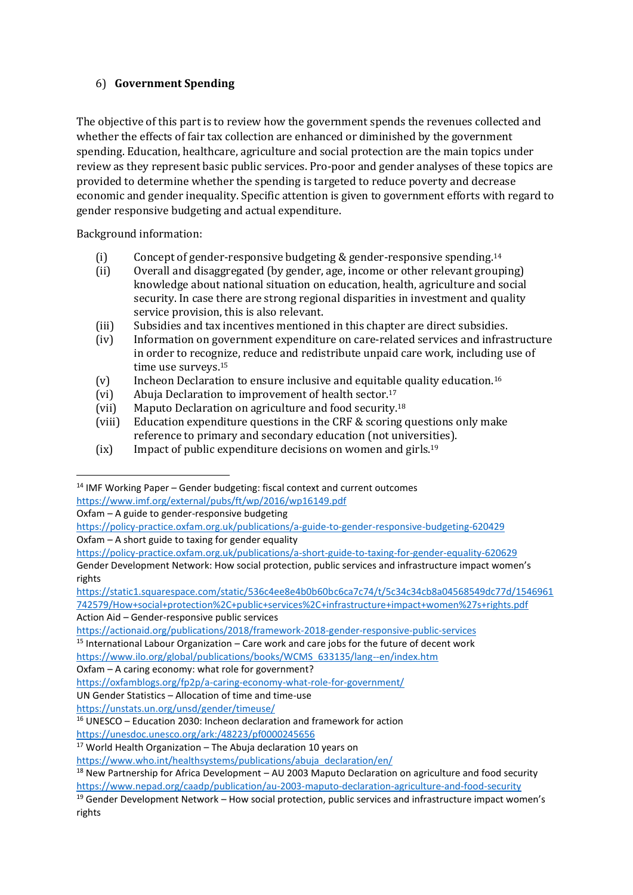6) **Government Spending**

The objective of this part is to review how the government spends the revenues collected and whether the effects of fair tax collection are enhanced or diminished by the government spending. Education, healthcare, agriculture and social protection are the main topics under review as they represent basic public services. Pro-poor and gender analyses of these topics are provided to determine whether the spending is targeted to reduce poverty and decrease economic and gender inequality. Specific attention is given to government efforts with regard to gender responsive budgeting and actual expenditure.

Background information:

(i) Concept of gender-responsive budgeting & gender-responsive spending.[14]

(ii) Overall and disaggregated (by gender, age, income or other relevant grouping) knowledge about national situation on education, health, agriculture and social security. In case there are strong regional disparities in investment and quality service provision, this is also relevant.

(iii) Subsidies and tax incentives mentioned in this chapter are direct subsidies.

(iv) Information on government expenditure on care-related services and infrastructure in order to recognize, reduce and redistribute unpaid care work, including use of time use surveys.[15]

(v) Incheon Declaration to ensure inclusive and equitable quality education.[16]

(vi) Abuja Declaration to improvement of health sector.[17]

(vii) Maputo Declaration on agriculture and food security.[18]

(viii) Education expenditure questions in the CRF & scoring questions only make reference to primary and secondary education (not universities).

(ix) Impact of public expenditure decisions on women and girls.[19]

---

[14] IMF Working Paper – Gender budgeting: fiscal context and current outcomes
https://www.imf.org/external/pubs/ft/wp/2016/wp16149.pdf
Oxfam – A guide to gender-responsive budgeting
https://policy-practice.oxfam.org.uk/publications/a-guide-to-gender-responsive-budgeting-620429
Oxfam – A short guide to taxing for gender equality
https://policy-practice.oxfam.org.uk/publications/a-short-guide-to-taxing-for-gender-equality-620629
Gender Development Network: How social protection, public services and infrastructure impact women's rights
https://static1.squarespace.com/static/536c4ee8e4b0b60bc6ca7c74/t/5c34c34cb8a04568549dc77d/1546961742579/How+social+protection%2C+public+services%2C+infrastructure+impact+women%27s+rights.pdf
Action Aid – Gender-responsive public services
https://actionaid.org/publications/2018/framework-2018-gender-responsive-public-services

[15] International Labour Organization – Care work and care jobs for the future of decent work
https://www.ilo.org/global/publications/books/WCMS_633135/lang--en/index.htm
Oxfam – A caring economy: what role for government?
https://oxfamblogs.org/fp2p/a-caring-economy-what-role-for-government/
UN Gender Statistics – Allocation of time and time-use
https://unstats.un.org/unsd/gender/timeuse/

[16] UNESCO – Education 2030: Incheon declaration and framework for action
https://unesdoc.unesco.org/ark:/48223/pf0000245656

[17] World Health Organization – The Abuja declaration 10 years on
https://www.who.int/healthsystems/publications/abuja_declaration/en/

[18] New Partnership for Africa Development – AU 2003 Maputo Declaration on agriculture and food security
https://www.nepad.org/caadp/publication/au-2003-maputo-declaration-agriculture-and-food-security

[19] Gender Development Network – How social protection, public services and infrastructure impact women's rights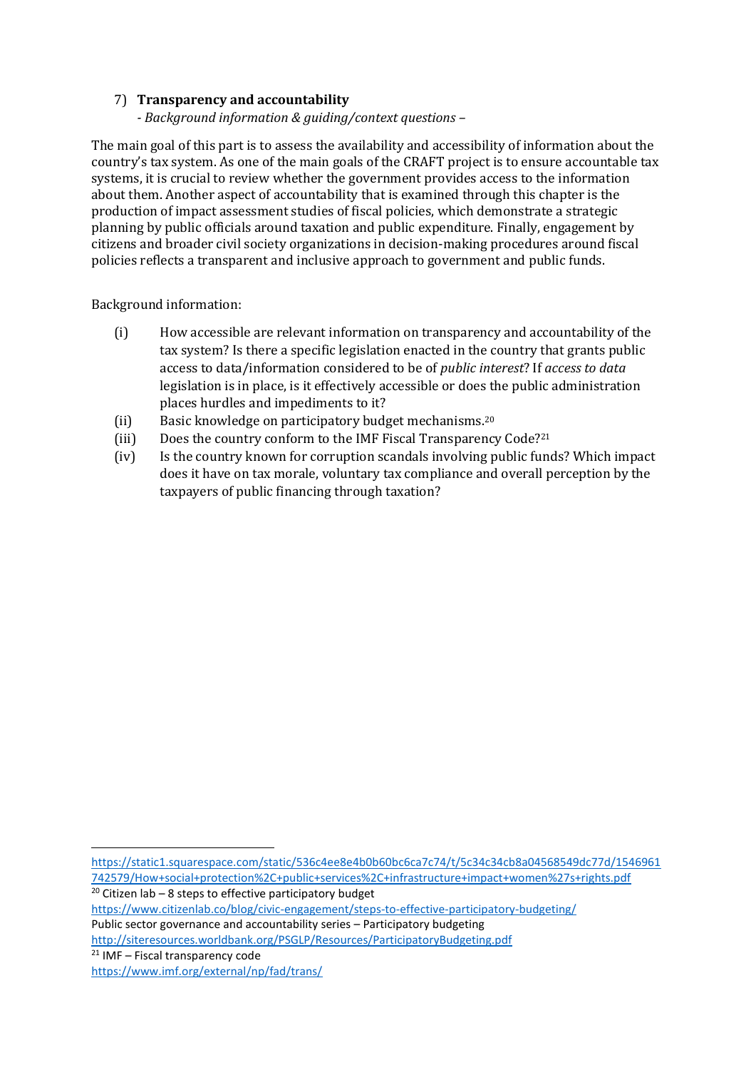7) **Transparency and accountability**

*- Background information & guiding/context questions –*

The main goal of this part is to assess the availability and accessibility of information about the country's tax system. As one of the main goals of the CRAFT project is to ensure accountable tax systems, it is crucial to review whether the government provides access to the information about them. Another aspect of accountability that is examined through this chapter is the production of impact assessment studies of fiscal policies, which demonstrate a strategic planning by public officials around taxation and public expenditure. Finally, engagement by citizens and broader civil society organizations in decision-making procedures around fiscal policies reflects a transparent and inclusive approach to government and public funds.

Background information:

(i) How accessible are relevant information on transparency and accountability of the tax system? Is there a specific legislation enacted in the country that grants public access to data/information considered to be of *public interest*? If *access to data* legislation is in place, is it effectively accessible or does the public administration places hurdles and impediments to it?

(ii) Basic knowledge on participatory budget mechanisms.[20]

(iii) Does the country conform to the IMF Fiscal Transparency Code?[21]

(iv) Is the country known for corruption scandals involving public funds? Which impact does it have on tax morale, voluntary tax compliance and overall perception by the taxpayers of public financing through taxation?

---

https://static1.squarespace.com/static/536c4ee8e4b0b60bc6ca7c74/t/5c34c34cb8a04568549dc77d/1546961742579/How+social+protection%2C+public+services%2C+infrastructure+impact+women%27s+rights.pdf

[20] Citizen lab – 8 steps to effective participatory budget
https://www.citizenlab.co/blog/civic-engagement/steps-to-effective-participatory-budgeting/
Public sector governance and accountability series – Participatory budgeting
http://siteresources.worldbank.org/PSGLP/Resources/ParticipatoryBudgeting.pdf

[21] IMF – Fiscal transparency code
https://www.imf.org/external/np/fad/trans/